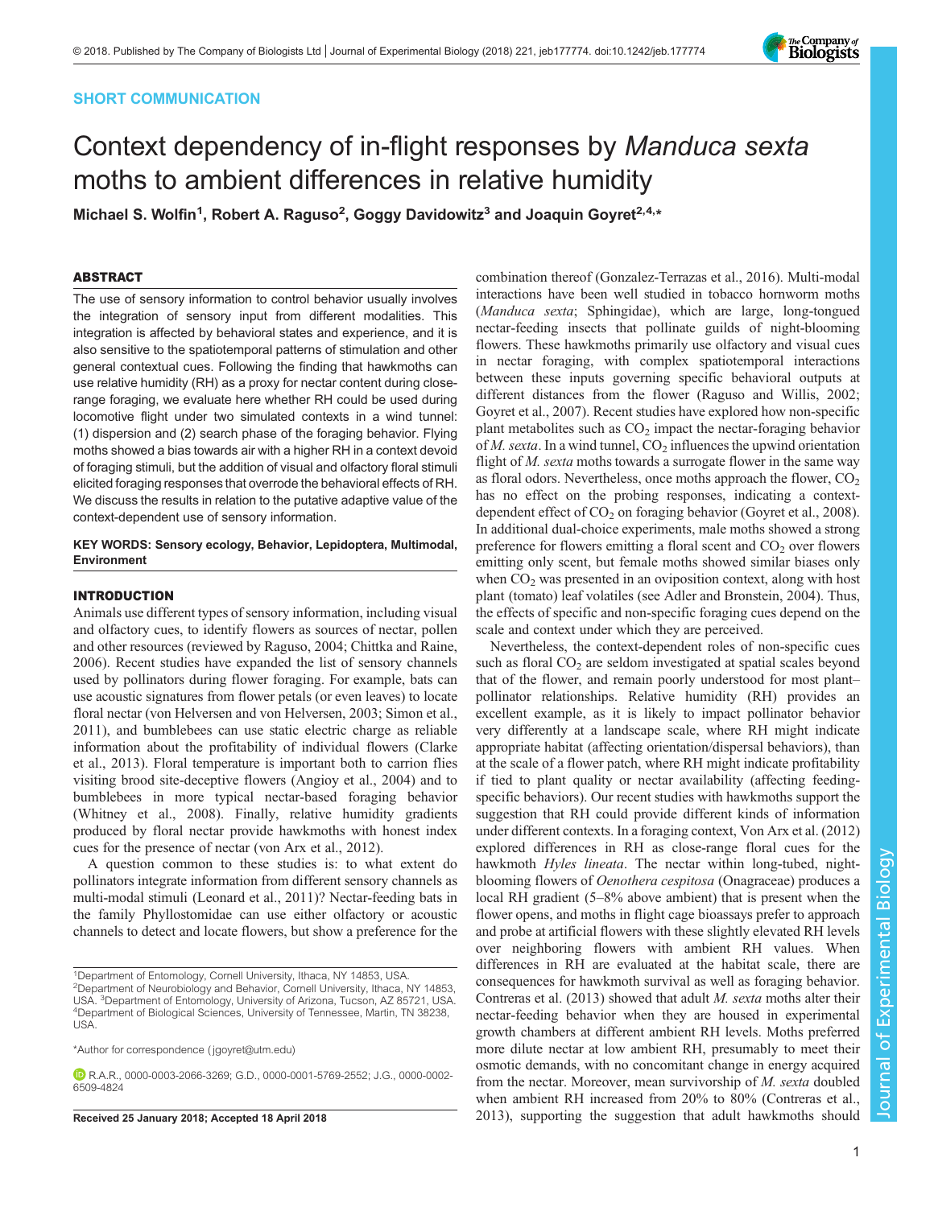SHORT COMMUNICATION

# Context dependency of in-flight responses by *Manduca sexta* moths to ambient differences in relative humidity

**Michael S. Wolfin[1], Robert A. Raguso[2], Goggy Davidowitz[3] and Joaquin Goyret[2,4,*]**

## ABSTRACT

The use of sensory information to control behavior usually involves the integration of sensory input from different modalities. This integration is affected by behavioral states and experience, and it is also sensitive to the spatiotemporal patterns of stimulation and other general contextual cues. Following the finding that hawkmoths can use relative humidity (RH) as a proxy for nectar content during close-range foraging, we evaluate here whether RH could be used during locomotive flight under two simulated contexts in a wind tunnel: (1) dispersion and (2) search phase of the foraging behavior. Flying moths showed a bias towards air with a higher RH in a context devoid of foraging stimuli, but the addition of visual and olfactory floral stimuli elicited foraging responses that overrode the behavioral effects of RH. We discuss the results in relation to the putative adaptive value of the context-dependent use of sensory information.

**KEY WORDS: Sensory ecology, Behavior, Lepidoptera, Multimodal, Environment**

## INTRODUCTION

Animals use different types of sensory information, including visual and olfactory cues, to identify flowers as sources of nectar, pollen and other resources (reviewed by Raguso, 2004; Chittka and Raine, 2006). Recent studies have expanded the list of sensory channels used by pollinators during flower foraging. For example, bats can use acoustic signatures from flower petals (or even leaves) to locate floral nectar (von Helversen and von Helversen, 2003; Simon et al., 2011), and bumblebees can use static electric charge as reliable information about the profitability of individual flowers (Clarke et al., 2013). Floral temperature is important both to carrion flies visiting brood site-deceptive flowers (Angioy et al., 2004) and to bumblebees in more typical nectar-based foraging behavior (Whitney et al., 2008). Finally, relative humidity gradients produced by floral nectar provide hawkmoths with honest index cues for the presence of nectar (von Arx et al., 2012).

A question common to these studies is: to what extent do pollinators integrate information from different sensory channels as multi-modal stimuli (Leonard et al., 2011)? Nectar-feeding bats in the family Phyllostomidae can use either olfactory or acoustic channels to detect and locate flowers, but show a preference for the combination thereof (Gonzalez-Terrazas et al., 2016). Multi-modal interactions have been well studied in tobacco hornworm moths (*Manduca sexta*; Sphingidae), which are large, long-tongued nectar-feeding insects that pollinate guilds of night-blooming flowers. These hawkmoths primarily use olfactory and visual cues in nectar foraging, with complex spatiotemporal interactions between these inputs governing specific behavioral outputs at different distances from the flower (Raguso and Willis, 2002; Goyret et al., 2007). Recent studies have explored how non-specific plant metabolites such as $CO_2$ impact the nectar-foraging behavior of *M. sexta*. In a wind tunnel, $CO_2$ influences the upwind orientation flight of *M. sexta* moths towards a surrogate flower in the same way as floral odors. Nevertheless, once moths approach the flower, $CO_2$ has no effect on the probing responses, indicating a context-dependent effect of $CO_2$ on foraging behavior (Goyret et al., 2008). In additional dual-choice experiments, male moths showed a strong preference for flowers emitting a floral scent and $CO_2$ over flowers emitting only scent, but female moths showed similar biases only when $CO_2$ was presented in an oviposition context, along with host plant (tomato) leaf volatiles (see Adler and Bronstein, 2004). Thus, the effects of specific and non-specific foraging cues depend on the scale and context under which they are perceived.

Nevertheless, the context-dependent roles of non-specific cues such as floral $CO_2$ are seldom investigated at spatial scales beyond that of the flower, and remain poorly understood for most plant–pollinator relationships. Relative humidity (RH) provides an excellent example, as it is likely to impact pollinator behavior very differently at a landscape scale, where RH might indicate appropriate habitat (affecting orientation/dispersal behaviors), than at the scale of a flower patch, where RH might indicate profitability if tied to plant quality or nectar availability (affecting feeding-specific behaviors). Our recent studies with hawkmoths support the suggestion that RH could provide different kinds of information under different contexts. In a foraging context, Von Arx et al. (2012) explored differences in RH as close-range floral cues for the hawkmoth *Hyles lineata*. The nectar within long-tubed, night-blooming flowers of *Oenothera cespitosa* (Onagraceae) produces a local RH gradient (5–8% above ambient) that is present when the flower opens, and moths in flight cage bioassays prefer to approach and probe at artificial flowers with these slightly elevated RH levels over neighboring flowers with ambient RH values. When differences in RH are evaluated at the habitat scale, there are consequences for hawkmoth survival as well as foraging behavior. Contreras et al. (2013) showed that adult *M. sexta* moths alter their nectar-feeding behavior when they are housed in experimental growth chambers at different ambient RH levels. Moths preferred more dilute nectar at low ambient RH, presumably to meet their osmotic demands, with no concomitant change in energy acquired from the nectar. Moreover, mean survivorship of *M. sexta* doubled when ambient RH increased from 20% to 80% (Contreras et al., 2013), supporting the suggestion that adult hawkmoths should

[1]Department of Entomology, Cornell University, Ithaca, NY 14853, USA. [2]Department of Neurobiology and Behavior, Cornell University, Ithaca, NY 14853, USA. [3]Department of Entomology, University of Arizona, Tucson, AZ 85721, USA. [4]Department of Biological Sciences, University of Tennessee, Martin, TN 38238, USA.

*Author for correspondence (jgoyret@utm.edu)

R.A.R., 0000-0003-2066-3269; G.D., 0000-0001-5769-2552; J.G., 0000-0002-6509-4824

**Received 25 January 2018; Accepted 18 April 2018**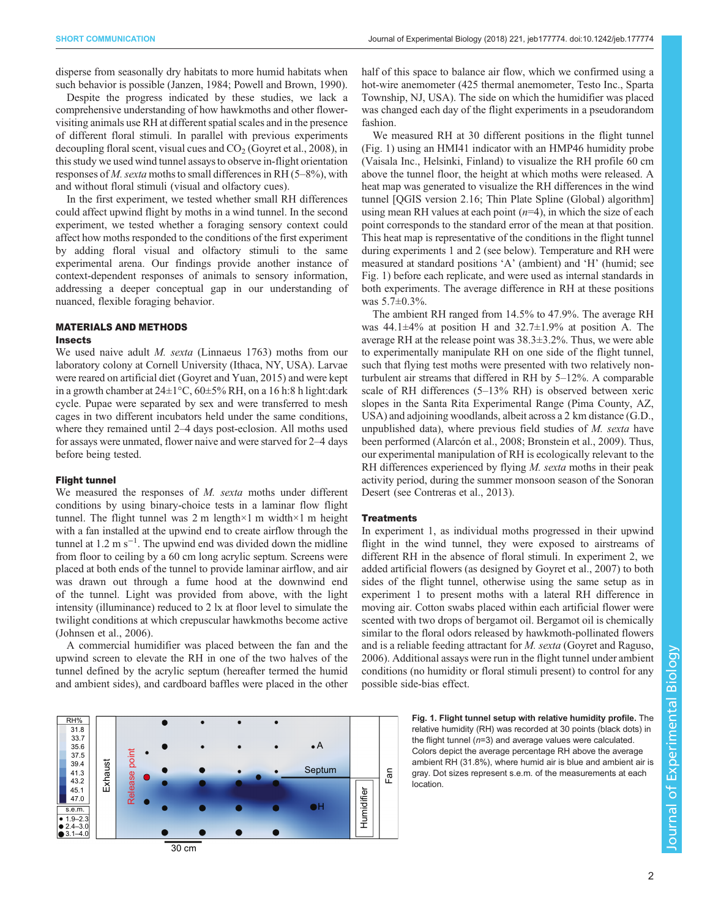disperse from seasonally dry habitats to more humid habitats when such behavior is possible (Janzen, 1984; Powell and Brown, 1990).

Despite the progress indicated by these studies, we lack a comprehensive understanding of how hawkmoths and other flower-visiting animals use RH at different spatial scales and in the presence of different floral stimuli. In parallel with previous experiments decoupling floral scent, visual cues and $CO_2$ (Goyret et al., 2008), in this study we used wind tunnel assays to observe in-flight orientation responses of *M. sexta* moths to small differences in RH (5–8%), with and without floral stimuli (visual and olfactory cues).

In the first experiment, we tested whether small RH differences could affect upwind flight by moths in a wind tunnel. In the second experiment, we tested whether a foraging sensory context could affect how moths responded to the conditions of the first experiment by adding floral visual and olfactory stimuli to the same experimental arena. Our findings provide another instance of context-dependent responses of animals to sensory information, addressing a deeper conceptual gap in our understanding of nuanced, flexible foraging behavior.

## MATERIALS AND METHODS

### Insects

We used naive adult *M. sexta* (Linnaeus 1763) moths from our laboratory colony at Cornell University (Ithaca, NY, USA). Larvae were reared on artificial diet (Goyret and Yuan, 2015) and were kept in a growth chamber at 24±1°C, 60±5% RH, on a 16 h:8 h light:dark cycle. Pupae were separated by sex and were transferred to mesh cages in two different incubators under the same conditions, where they remained until 2–4 days post-eclosion. All moths used for assays were unmated, flower naive and were starved for 2–4 days before being tested.

### Flight tunnel

We measured the responses of *M. sexta* moths under different conditions by using binary-choice tests in a laminar flow flight tunnel. The flight tunnel was 2 m length×1 m width×1 m height with a fan installed at the upwind end to create airflow through the tunnel at 1.2 m s$^{-1}$. The upwind end was divided down the midline from floor to ceiling by a 60 cm long acrylic septum. Screens were placed at both ends of the tunnel to provide laminar airflow, and air was drawn out through a fume hood at the downwind end of the tunnel. Light was provided from above, with the light intensity (illuminance) reduced to 2 lx at floor level to simulate the twilight conditions at which crepuscular hawkmoths become active (Johnsen et al., 2006).

A commercial humidifier was placed between the fan and the upwind screen to elevate the RH in one of the two halves of the tunnel defined by the acrylic septum (hereafter termed the humid and ambient sides), and cardboard baffles were placed in the other half of this space to balance air flow, which we confirmed using a hot-wire anemometer (425 thermal anemometer, Testo Inc., Sparta Township, NJ, USA). The side on which the humidifier was placed was changed each day of the flight experiments in a pseudorandom fashion.

We measured RH at 30 different positions in the flight tunnel (Fig. 1) using an HMI41 indicator with an HMP46 humidity probe (Vaisala Inc., Helsinki, Finland) to visualize the RH profile 60 cm above the tunnel floor, the height at which moths were released. A heat map was generated to visualize the RH differences in the wind tunnel [QGIS version 2.16; Thin Plate Spline (Global) algorithm] using mean RH values at each point ($n$=4), in which the size of each point corresponds to the standard error of the mean at that position. This heat map is representative of the conditions in the flight tunnel during experiments 1 and 2 (see below). Temperature and RH were measured at standard positions 'A' (ambient) and 'H' (humid; see Fig. 1) before each replicate, and were used as internal standards in both experiments. The average difference in RH at these positions was 5.7±0.3%.

The ambient RH ranged from 14.5% to 47.9%. The average RH was 44.1±4% at position H and 32.7±1.9% at position A. The average RH at the release point was 38.3±3.2%. Thus, we were able to experimentally manipulate RH on one side of the flight tunnel, such that flying test moths were presented with two relatively non-turbulent air streams that differed in RH by 5–12%. A comparable scale of RH differences (5–13% RH) is observed between xeric slopes in the Santa Rita Experimental Range (Pima County, AZ, USA) and adjoining woodlands, albeit across a 2 km distance (G.D., unpublished data), where previous field studies of *M. sexta* have been performed (Alarcón et al., 2008; Bronstein et al., 2009). Thus, our experimental manipulation of RH is ecologically relevant to the RH differences experienced by flying *M. sexta* moths in their peak activity period, during the summer monsoon season of the Sonoran Desert (see Contreras et al., 2013).

### Treatments

In experiment 1, as individual moths progressed in their upwind flight in the wind tunnel, they were exposed to airstreams of different RH in the absence of floral stimuli. In experiment 2, we added artificial flowers (as designed by Goyret et al., 2007) to both sides of the flight tunnel, otherwise using the same setup as in experiment 1 to present moths with a lateral RH difference in moving air. Cotton swabs placed within each artificial flower were scented with two drops of bergamot oil. Bergamot oil is chemically similar to the floral odors released by hawkmoth-pollinated flowers and is a reliable feeding attractant for *M. sexta* (Goyret and Raguso, 2006). Additional assays were run in the flight tunnel under ambient conditions (no humidity or floral stimuli present) to control for any possible side-bias effect.

**Fig. 1. Flight tunnel setup with relative humidity profile.** The relative humidity (RH) was recorded at 30 points (black dots) in the flight tunnel ($n$=3) and average values were calculated. Colors depict the average percentage RH above the average ambient RH (31.8%), where humid air is blue and ambient air is gray. Dot sizes represent s.e.m. of the measurements at each location.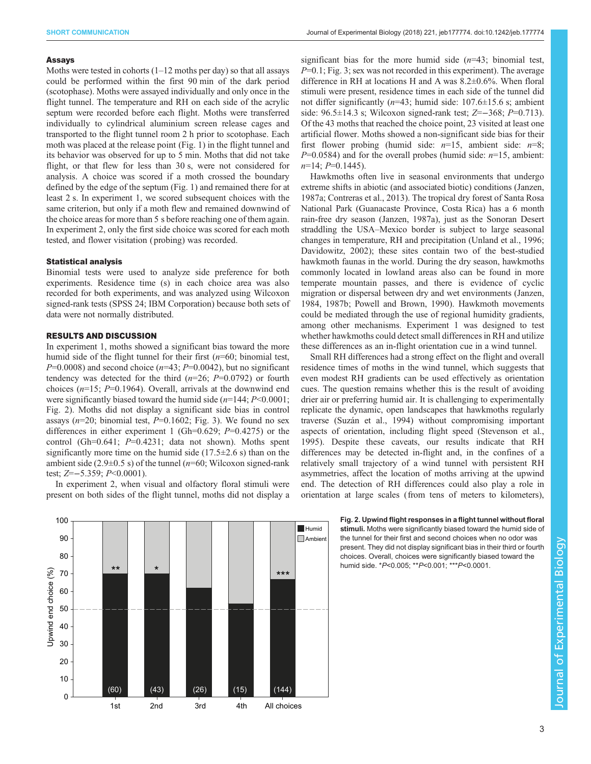### Assays

Moths were tested in cohorts (1–12 moths per day) so that all assays could be performed within the first 90 min of the dark period (scotophase). Moths were assayed individually and only once in the flight tunnel. The temperature and RH on each side of the acrylic septum were recorded before each flight. Moths were transferred individually to cylindrical aluminium screen release cages and transported to the flight tunnel room 2 h prior to scotophase. Each moth was placed at the release point (Fig. 1) in the flight tunnel and its behavior was observed for up to 5 min. Moths that did not take flight, or that flew for less than 30 s, were not considered for analysis. A choice was scored if a moth crossed the boundary defined by the edge of the septum (Fig. 1) and remained there for at least 2 s. In experiment 1, we scored subsequent choices with the same criterion, but only if a moth flew and remained downwind of the choice areas for more than 5 s before reaching one of them again. In experiment 2, only the first side choice was scored for each moth tested, and flower visitation (probing) was recorded.

### Statistical analysis

Binomial tests were used to analyze side preference for both experiments. Residence time (s) in each choice area was also recorded for both experiments, and was analyzed using Wilcoxon signed-rank tests (SPSS 24; IBM Corporation) because both sets of data were not normally distributed.

## RESULTS AND DISCUSSION

In experiment 1, moths showed a significant bias toward the more humid side of the flight tunnel for their first ($n$=60; binomial test, $P$=0.0008) and second choice ($n$=43; $P$=0.0042), but no significant tendency was detected for the third ($n$=26; $P$=0.0792) or fourth choices ($n$=15; $P$=0.1964). Overall, arrivals at the downwind end were significantly biased toward the humid side ($n$=144; $P$<0.0001; Fig. 2). Moths did not display a significant side bias in control assays ($n$=20; binomial test, $P$=0.1602; Fig. 3). We found no sex differences in either experiment 1 (Gh=0.629; $P$=0.4275) or the control (Gh=0.641; $P$=0.4231; data not shown). Moths spent significantly more time on the humid side (17.5±2.6 s) than on the ambient side (2.9±0.5 s) of the tunnel ($n$=60; Wilcoxon signed-rank test; $Z$=−5.359; $P$<0.0001).

In experiment 2, when visual and olfactory floral stimuli were present on both sides of the flight tunnel, moths did not display a significant bias for the more humid side ($n$=43; binomial test, $P$=0.1; Fig. 3; sex was not recorded in this experiment). The average difference in RH at locations H and A was 8.2±0.6%. When floral stimuli were present, residence times in each side of the tunnel did not differ significantly ($n$=43; humid side: 107.6±15.6 s; ambient side: 96.5±14.3 s; Wilcoxon signed-rank test; $Z$=−368; $P$=0.713). Of the 43 moths that reached the choice point, 23 visited at least one artificial flower. Moths showed a non-significant side bias for their first flower probing (humid side: $n$=15, ambient side: $n$=8; $P$=0.0584) and for the overall probes (humid side: $n$=15, ambient: $n$=14; $P$=0.1445).

Hawkmoths often live in seasonal environments that undergo extreme shifts in abiotic (and associated biotic) conditions (Janzen, 1987a; Contreras et al., 2013). The tropical dry forest of Santa Rosa National Park (Guanacaste Province, Costa Rica) has a 6 month rain-free dry season (Janzen, 1987a), just as the Sonoran Desert straddling the USA–Mexico border is subject to large seasonal changes in temperature, RH and precipitation (Unland et al., 1996; Davidowitz, 2002); these sites contain two of the best-studied hawkmoth faunas in the world. During the dry season, hawkmoths commonly located in lowland areas also can be found in more temperate mountain passes, and there is evidence of cyclic migration or dispersal between dry and wet environments (Janzen, 1984, 1987b; Powell and Brown, 1990). Hawkmoth movements could be mediated through the use of regional humidity gradients, among other mechanisms. Experiment 1 was designed to test whether hawkmoths could detect small differences in RH and utilize these differences as an in-flight orientation cue in a wind tunnel.

Small RH differences had a strong effect on the flight and overall residence times of moths in the wind tunnel, which suggests that even modest RH gradients can be used effectively as orientation cues. The question remains whether this is the result of avoiding drier air or preferring humid air. It is challenging to experimentally replicate the dynamic, open landscapes that hawkmoths regularly traverse (Suzán et al., 1994) without compromising important aspects of orientation, including flight speed (Stevenson et al., 1995). Despite these caveats, our results indicate that RH differences may be detected in-flight and, in the confines of a relatively small trajectory of a wind tunnel with persistent RH asymmetries, affect the location of moths arriving at the upwind end. The detection of RH differences could also play a role in orientation at large scales (from tens of meters to kilometers),

**Fig. 2. Upwind flight responses in a flight tunnel without floral stimuli.** Moths were significantly biased toward the humid side of the tunnel for their first and second choices when no odor was present. They did not display significant bias in their third or fourth choices. Overall, choices were significantly biased toward the humid side. *$P$<0.005; **$P$<0.001; ***$P$<0.0001.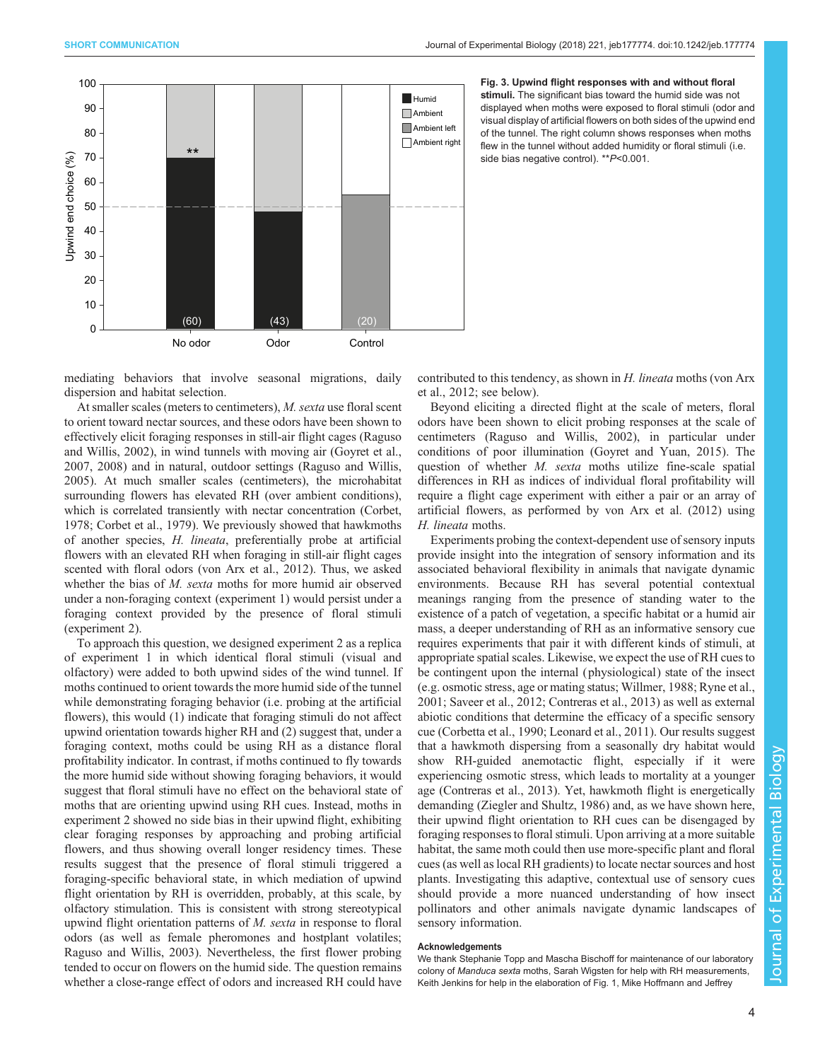**Fig. 3. Upwind flight responses with and without floral stimuli.** The significant bias toward the humid side was not displayed when moths were exposed to floral stimuli (odor and visual display of artificial flowers on both sides of the upwind end of the tunnel. The right column shows responses when moths flew in the tunnel without added humidity or floral stimuli (i.e. side bias negative control). $^{**}P<0.001$.

mediating behaviors that involve seasonal migrations, daily dispersion and habitat selection.

At smaller scales (meters to centimeters), *M. sexta* use floral scent to orient toward nectar sources, and these odors have been shown to effectively elicit foraging responses in still-air flight cages (Raguso and Willis, 2002), in wind tunnels with moving air (Goyret et al., 2007, 2008) and in natural, outdoor settings (Raguso and Willis, 2005). At much smaller scales (centimeters), the microhabitat surrounding flowers has elevated RH (over ambient conditions), which is correlated transiently with nectar concentration (Corbet, 1978; Corbet et al., 1979). We previously showed that hawkmoths of another species, *H. lineata*, preferentially probe at artificial flowers with an elevated RH when foraging in still-air flight cages scented with floral odors (von Arx et al., 2012). Thus, we asked whether the bias of *M. sexta* moths for more humid air observed under a non-foraging context (experiment 1) would persist under a foraging context provided by the presence of floral stimuli (experiment 2).

To approach this question, we designed experiment 2 as a replica of experiment 1 in which identical floral stimuli (visual and olfactory) were added to both upwind sides of the wind tunnel. If moths continued to orient towards the more humid side of the tunnel while demonstrating foraging behavior (i.e. probing at the artificial flowers), this would (1) indicate that foraging stimuli do not affect upwind orientation towards higher RH and (2) suggest that, under a foraging context, moths could be using RH as a distance floral profitability indicator. In contrast, if moths continued to fly towards the more humid side without showing foraging behaviors, it would suggest that floral stimuli have no effect on the behavioral state of moths that are orienting upwind using RH cues. Instead, moths in experiment 2 showed no side bias in their upwind flight, exhibiting clear foraging responses by approaching and probing artificial flowers, and thus showing overall longer residency times. These results suggest that the presence of floral stimuli triggered a foraging-specific behavioral state, in which mediation of upwind flight orientation by RH is overridden, probably, at this scale, by olfactory stimulation. This is consistent with strong stereotypical upwind flight orientation patterns of *M. sexta* in response to floral odors (as well as female pheromones and hostplant volatiles; Raguso and Willis, 2003). Nevertheless, the first flower probing tended to occur on flowers on the humid side. The question remains whether a close-range effect of odors and increased RH could have contributed to this tendency, as shown in *H. lineata* moths (von Arx et al., 2012; see below).

Beyond eliciting a directed flight at the scale of meters, floral odors have been shown to elicit probing responses at the scale of centimeters (Raguso and Willis, 2002), in particular under conditions of poor illumination (Goyret and Yuan, 2015). The question of whether *M. sexta* moths utilize fine-scale spatial differences in RH as indices of individual floral profitability will require a flight cage experiment with either a pair or an array of artificial flowers, as performed by von Arx et al. (2012) using *H. lineata* moths.

Experiments probing the context-dependent use of sensory inputs provide insight into the integration of sensory information and its associated behavioral flexibility in animals that navigate dynamic environments. Because RH has several potential contextual meanings ranging from the presence of standing water to the existence of a patch of vegetation, a specific habitat or a humid air mass, a deeper understanding of RH as an informative sensory cue requires experiments that pair it with different kinds of stimuli, at appropriate spatial scales. Likewise, we expect the use of RH cues to be contingent upon the internal (physiological) state of the insect (e.g. osmotic stress, age or mating status; Willmer, 1988; Ryne et al., 2001; Saveer et al., 2012; Contreras et al., 2013) as well as external abiotic conditions that determine the efficacy of a specific sensory cue (Corbetta et al., 1990; Leonard et al., 2011). Our results suggest that a hawkmoth dispersing from a seasonally dry habitat would show RH-guided anemotactic flight, especially if it were experiencing osmotic stress, which leads to mortality at a younger age (Contreras et al., 2013). Yet, hawkmoth flight is energetically demanding (Ziegler and Shultz, 1986) and, as we have shown here, their upwind flight orientation to RH cues can be disengaged by foraging responses to floral stimuli. Upon arriving at a more suitable habitat, the same moth could then use more-specific plant and floral cues (as well as local RH gradients) to locate nectar sources and host plants. Investigating this adaptive, contextual use of sensory cues should provide a more nuanced understanding of how insect pollinators and other animals navigate dynamic landscapes of sensory information.

#### Acknowledgements

We thank Stephanie Topp and Mascha Bischoff for maintenance of our laboratory colony of *Manduca sexta* moths, Sarah Wigsten for help with RH measurements, Keith Jenkins for help in the elaboration of Fig. 1, Mike Hoffmann and Jeffrey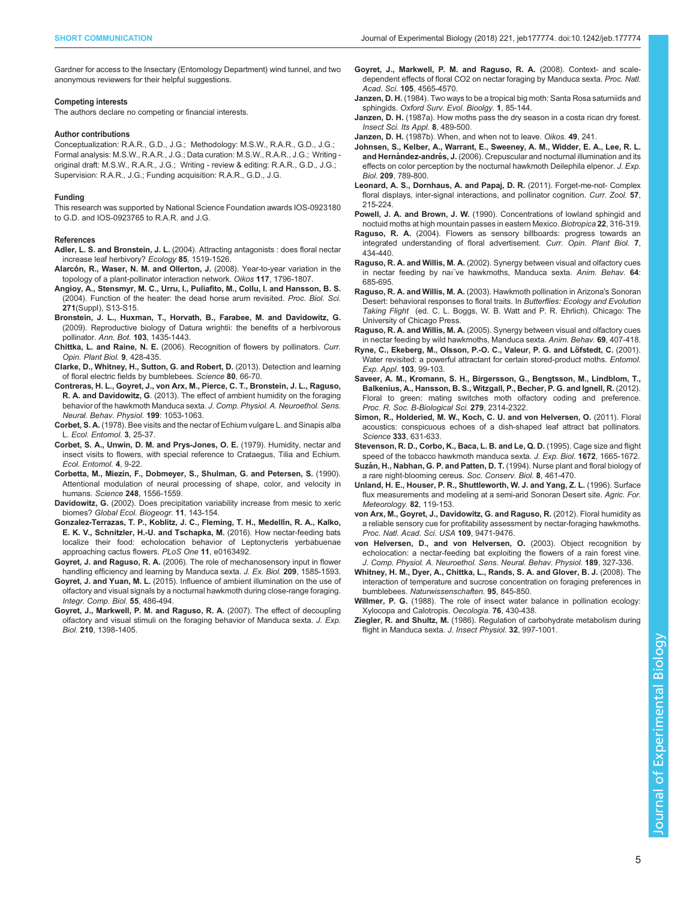Gardner for access to the Insectary (Entomology Department) wind tunnel, and two anonymous reviewers for their helpful suggestions.

#### Competing interests

The authors declare no competing or financial interests.

#### Author contributions

Conceptualization: R.A.R., G.D., J.G.; Methodology: M.S.W., R.A.R., G.D., J.G.; Formal analysis: M.S.W., R.A.R., J.G.; Data curation: M.S.W., R.A.R., J.G.; Writing - original draft: M.S.W., R.A.R., J.G.; Writing - review & editing: R.A.R., G.D., J.G.; Supervision: R.A.R., J.G.; Funding acquisition: R.A.R., G.D., J.G.

#### Funding

This research was supported by National Science Foundation awards IOS-0923180 to G.D. and IOS-0923765 to R.A.R. and J.G.

#### References

**Adler, L. S. and Bronstein, J. L.** (2004). Attracting antagonists : does floral nectar increase leaf herbivory? *Ecology* **85**, 1519-1526.

**Alarcón, R., Waser, N. M. and Ollerton, J.** (2008). Year-to-year variation in the topology of a plant-pollinator interaction network. *Oikos* **117**, 1796-1807.

**Angioy, A., Stensmyr, M. C., Urru, I., Puliafito, M., Collu, I. and Hansson, B. S.** (2004). Function of the heater: the dead horse arum revisited. *Proc. Biol. Sci.* **271**(Suppl), S13-S15.

**Bronstein, J. L., Huxman, T., Horvath, B., Farabee, M. and Davidowitz, G.** (2009). Reproductive biology of Datura wrightii: the benefits of a herbivorous pollinator. *Ann. Bot.* **103**, 1435-1443.

**Chittka, L. and Raine, N. E.** (2006). Recognition of flowers by pollinators. *Curr. Opin. Plant Biol.* **9**, 428-435.

**Clarke, D., Whitney, H., Sutton, G. and Robert, D.** (2013). Detection and learning of floral electric fields by bumblebees. *Science* **80**, 66-70.

**Contreras, H. L., Goyret, J., von Arx, M., Pierce, C. T., Bronstein, J. L., Raguso, R. A. and Davidowitz, G.** (2013). The effect of ambient humidity on the foraging behavior of the hawkmoth Manduca sexta. *J. Comp. Physiol. A. Neuroethol. Sens. Neural. Behav. Physiol.* **199**: 1053-1063.

**Corbet, S. A.** (1978). Bee visits and the nectar of Echium vulgare L. and Sinapis alba L. *Ecol. Entomol.* **3**, 25-37.

**Corbet, S. A., Unwin, D. M. and Prys-Jones, O. E.** (1979). Humidity, nectar and insect visits to flowers, with special reference to Crataegus, Tilia and Echium. *Ecol. Entomol.* **4**, 9-22.

**Corbetta, M., Miezin, F., Dobmeyer, S., Shulman, G. and Petersen, S.** (1990). Attentional modulation of neural processing of shape, color, and velocity in humans. *Science* **248**, 1556-1559.

**Davidowitz, G.** (2002). Does precipitation variability increase from mesic to xeric biomes? *Global Ecol. Biogeogr.* **11**, 143-154.

**Gonzalez-Terrazas, T. P., Koblitz, J. C., Fleming, T. H., Medellín, R. A., Kalko, E. K. V., Schnitzler, H.-U. and Tschapka, M.** (2016). How nectar-feeding bats localize their food: echolocation behavior of Leptonycteris yerbabuenae approaching cactus flowers. *PLoS One* **11**, e0163492.

**Goyret, J. and Raguso, R. A.** (2006). The role of mechanosensory input in flower handling efficiency and learning by Manduca sexta. *J. Ex. Biol.* **209**, 1585-1593.

**Goyret, J. and Yuan, M. L.** (2015). Influence of ambient illumination on the use of olfactory and visual signals by a nocturnal hawkmoth during close-range foraging. *Integr. Comp. Biol.* **55**, 486-494.

**Goyret, J., Markwell, P. M. and Raguso, R. A.** (2007). The effect of decoupling olfactory and visual stimuli on the foraging behavior of Manduca sexta. *J. Exp. Biol.* **210**, 1398-1405.

**Goyret, J., Markwell, P. M. and Raguso, R. A.** (2008). Context- and scale-dependent effects of floral CO2 on nectar foraging by Manduca sexta. *Proc. Natl. Acad. Sci.* **105**, 4565-4570.

**Janzen, D. H.** (1984). Two ways to be a tropical big moth: Santa Rosa saturniids and sphingids. *Oxford Surv. Evol. Bioolgy.* **1**, 85-144.

**Janzen, D. H.** (1987a). How moths pass the dry season in a costa rican dry forest. *Insect Sci. Its Appl.* **8**, 489-500.

**Janzen, D. H.** (1987b). When, and when not to leave. *Oikos.* **49**, 241.

**Johnsen, S., Kelber, A., Warrant, E., Sweeney, A. M., Widder, E. A., Lee, R. L. and Hernández-andrés, J.** (2006). Crepuscular and nocturnal illumination and its effects on color perception by the nocturnal hawkmoth Deilephila elpenor. *J. Exp. Biol.* **209**, 789-800.

**Leonard, A. S., Dornhaus, A. and Papaj, D. R.** (2011). Forget-me-not- Complex floral displays, inter-signal interactions, and pollinator cognition. *Curr. Zool.* **57**, 215-224.

**Powell, J. A. and Brown, J. W.** (1990). Concentrations of lowland sphingid and noctuid moths at high mountain passes in eastern Mexico. *Biotropica* **22**, 316-319.

**Raguso, R. A.** (2004). Flowers as sensory billboards: progress towards an integrated understanding of floral advertisement. *Curr. Opin. Plant Biol.* **7**, 434-440.

**Raguso, R. A. and Willis, M. A.** (2002). Synergy between visual and olfactory cues in nectar feeding by naı¨ve hawkmoths, Manduca sexta. *Anim. Behav.* **64**: 685-695.

**Raguso, R. A. and Willis, M. A.** (2003). Hawkmoth pollination in Arizona's Sonoran Desert: behavioral responses to floral traits. In *Butterflies: Ecology and Evolution Taking Flight* (ed. C. L. Boggs, W. B. Watt and P. R. Ehrlich). Chicago: The University of Chicago Press.

**Raguso, R. A. and Willis, M. A.** (2005). Synergy between visual and olfactory cues in nectar feeding by wild hawkmoths, Manduca sexta. *Anim. Behav.* **69**, 407-418.

**Ryne, C., Ekeberg, M., Olsson, P.-O. C., Valeur, P. G. and Löfstedt, C.** (2001). Water revisited: a powerful attractant for certain stored-product moths. *Entomol. Exp. Appl.* **103**, 99-103.

**Saveer, A. M., Kromann, S. H., Birgersson, G., Bengtsson, M., Lindblom, T., Balkenius, A., Hansson, B. S., Witzgall, P., Becher, P. G. and Ignell, R.** (2012). Floral to green: mating switches moth olfactory coding and preference. *Proc. R. Soc. B-Biological Sci.* **279**, 2314-2322.

**Simon, R., Holderied, M. W., Koch, C. U. and von Helversen, O.** (2011). Floral acoustics: conspicuous echoes of a dish-shaped leaf attract bat pollinators. *Science* **333**, 631-633.

**Stevenson, R. D., Corbo, K., Baca, L. B. and Le, Q. D.** (1995). Cage size and flight speed of the tobacco hawkmoth manduca sexta. *J. Exp. Biol.* **1672**, 1665-1672.

**Suzán, H., Nabhan, G. P. and Patten, D. T.** (1994). Nurse plant and floral biology of a rare night-blooming cereus. *Soc. Conserv. Biol.* **8**, 461-470.

**Unland, H. E., Houser, P. R., Shuttleworth, W. J. and Yang, Z. L.** (1996). Surface flux measurements and modeling at a semi-arid Sonoran Desert site. *Agric. For. Meteorology.* **82**, 119-153.

**von Arx, M., Goyret, J., Davidowitz, G. and Raguso, R.** (2012). Floral humidity as a reliable sensory cue for profitability assessment by nectar-foraging hawkmoths. *Proc. Natl. Acad. Sci. USA* **109**, 9471-9476.

**von Helversen, D., and von Helversen, O.** (2003). Object recognition by echolocation: a nectar-feeding bat exploiting the flowers of a rain forest vine. *J. Comp. Physiol. A. Neurotethol. Sens. Neural. Behav. Physiol.* **189**, 327-336.

**Whitney, H. M., Dyer, A., Chittka, L., Rands, S. A. and Glover, B. J.** (2008). The interaction of temperature and sucrose concentration on foraging preferences in bumblebees. *Naturwissenschaften.* **95**, 845-850.

**Willmer, P. G.** (1988). The role of insect water balance in pollination ecology: Xylocopa and Calotropis. *Oecologia.* **76**, 430-438.

**Ziegler, R. and Shultz, M.** (1986). Regulation of carbohydrate metabolism during flight in Manduca sexta. *J. Insect Physiol.* **32**, 997-1001.